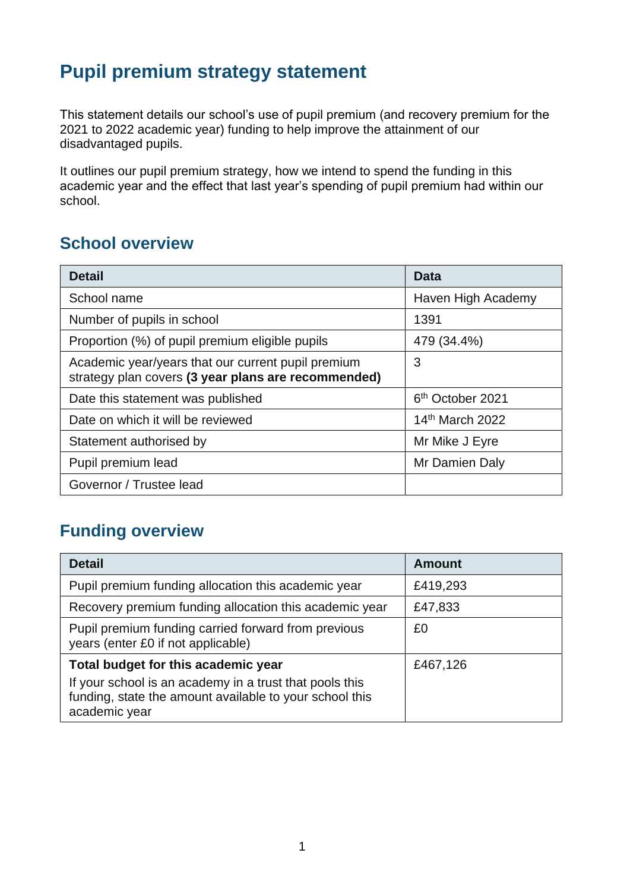# Pupil premium strategy statement

This statement details our school's use of pupil premium (and recovery premium for the 2021 to 2022 academic year) funding to help improve the attainment of our disadvantaged pupils.

It outlines our pupil premium strategy, how we intend to spend the funding in this academic year and the effect that last year's spending of pupil premium had within our school.

## School overview

| Detail | Data |
|---|---|
| School name | Haven High Academy |
| Number of pupils in school | 1391 |
| Proportion (%) of pupil premium eligible pupils | 479 (34.4%) |
| Academic year/years that our current pupil premium strategy plan covers **(3 year plans are recommended)** | 3 |
| Date this statement was published | 6th October 2021 |
| Date on which it will be reviewed | 14th March 2022 |
| Statement authorised by | Mr Mike J Eyre |
| Pupil premium lead | Mr Damien Daly |
| Governor / Trustee lead | |

## Funding overview

| Detail | Amount |
|---|---|
| Pupil premium funding allocation this academic year | £419,293 |
| Recovery premium funding allocation this academic year | £47,833 |
| Pupil premium funding carried forward from previous years (enter £0 if not applicable) | £0 |
| **Total budget for this academic year** If your school is an academy in a trust that pools this funding, state the amount available to your school this academic year | £467,126 |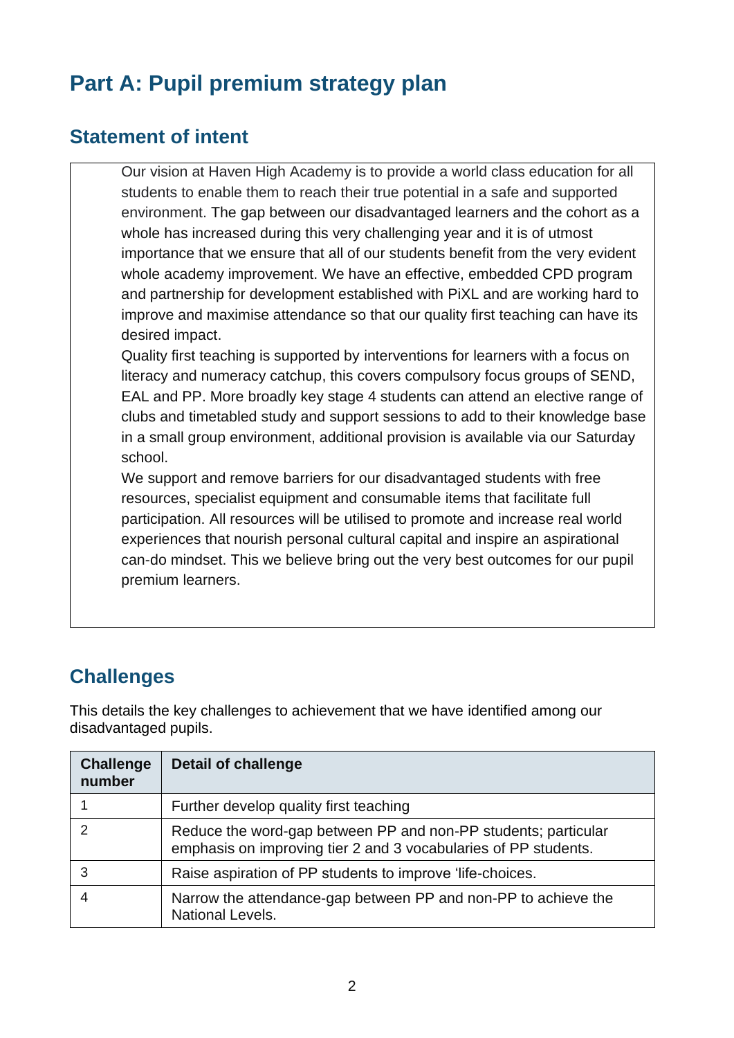# Part A: Pupil premium strategy plan

## Statement of intent

Our vision at Haven High Academy is to provide a world class education for all students to enable them to reach their true potential in a safe and supported environment. The gap between our disadvantaged learners and the cohort as a whole has increased during this very challenging year and it is of utmost importance that we ensure that all of our students benefit from the very evident whole academy improvement. We have an effective, embedded CPD program and partnership for development established with PiXL and are working hard to improve and maximise attendance so that our quality first teaching can have its desired impact.

Quality first teaching is supported by interventions for learners with a focus on literacy and numeracy catchup, this covers compulsory focus groups of SEND, EAL and PP. More broadly key stage 4 students can attend an elective range of clubs and timetabled study and support sessions to add to their knowledge base in a small group environment, additional provision is available via our Saturday school.

We support and remove barriers for our disadvantaged students with free resources, specialist equipment and consumable items that facilitate full participation. All resources will be utilised to promote and increase real world experiences that nourish personal cultural capital and inspire an aspirational can-do mindset. This we believe bring out the very best outcomes for our pupil premium learners.

## Challenges

This details the key challenges to achievement that we have identified among our disadvantaged pupils.

| Challenge number | Detail of challenge |
| --- | --- |
| 1 | Further develop quality first teaching |
| 2 | Reduce the word-gap between PP and non-PP students; particular emphasis on improving tier 2 and 3 vocabularies of PP students. |
| 3 | Raise aspiration of PP students to improve 'life-choices. |
| 4 | Narrow the attendance-gap between PP and non-PP to achieve the National Levels. |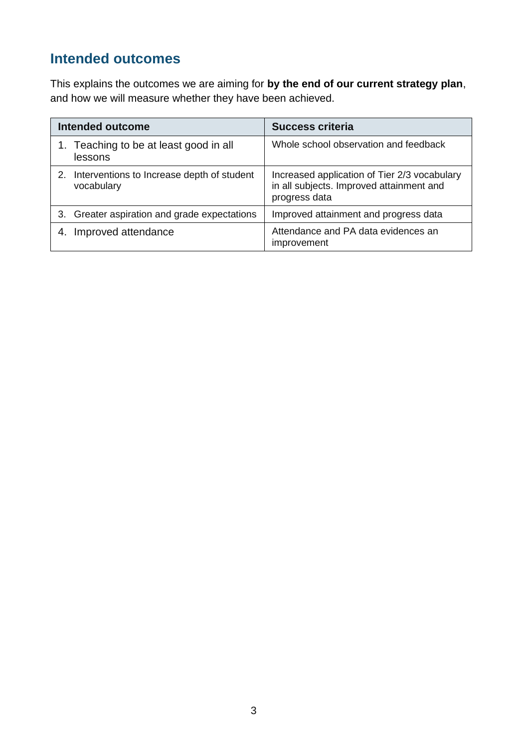## Intended outcomes

This explains the outcomes we are aiming for **by the end of our current strategy plan**, and how we will measure whether they have been achieved.

| Intended outcome | Success criteria |
| --- | --- |
| 1. Teaching to be at least good in all lessons | Whole school observation and feedback |
| 2. Interventions to Increase depth of student vocabulary | Increased application of Tier 2/3 vocabulary in all subjects. Improved attainment and progress data |
| 3. Greater aspiration and grade expectations | Improved attainment and progress data |
| 4. Improved attendance | Attendance and PA data evidences an improvement |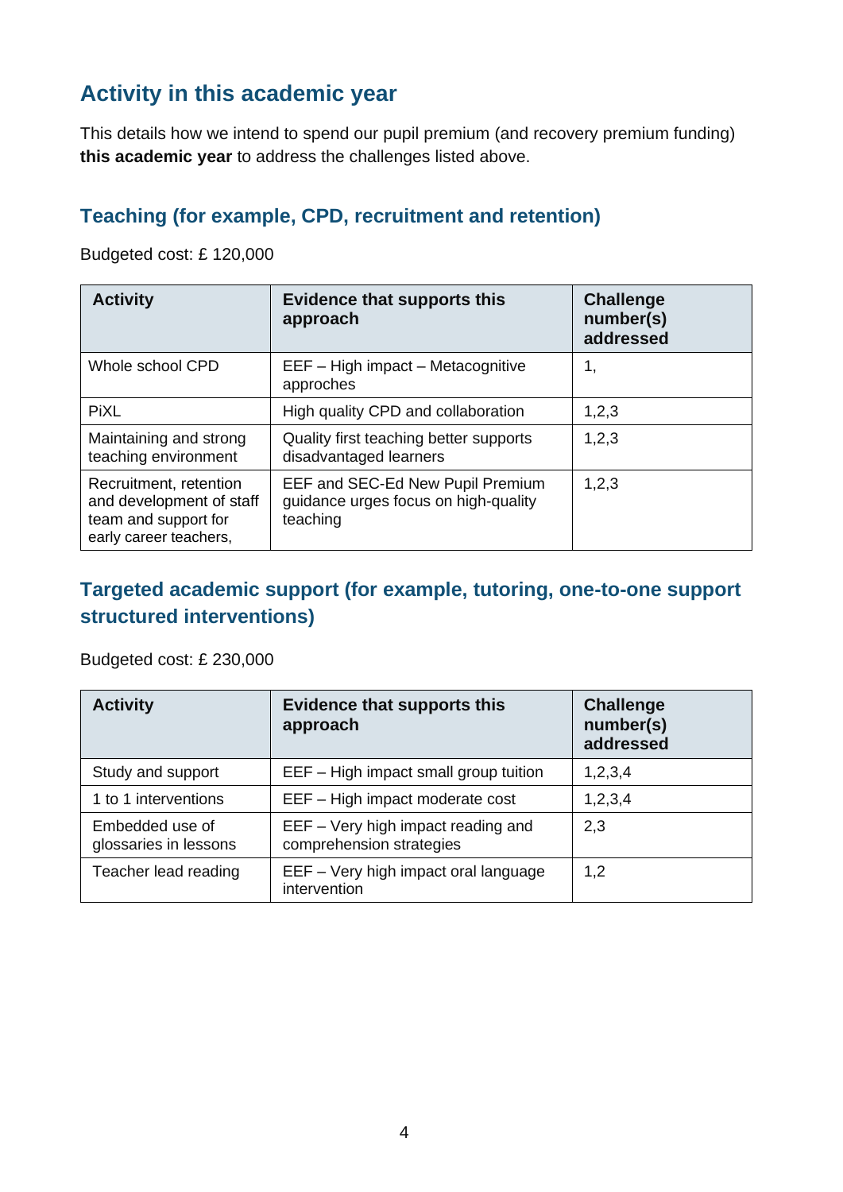## Activity in this academic year

This details how we intend to spend our pupil premium (and recovery premium funding) **this academic year** to address the challenges listed above.

### Teaching (for example, CPD, recruitment and retention)

Budgeted cost: £ 120,000

| Activity | Evidence that supports this approach | Challenge number(s) addressed |
| --- | --- | --- |
| Whole school CPD | EEF – High impact – Metacognitive approches | 1, |
| PiXL | High quality CPD and collaboration | 1,2,3 |
| Maintaining and strong teaching environment | Quality first teaching better supports disadvantaged learners | 1,2,3 |
| Recruitment, retention and development of staff team and support for early career teachers, | EEF and SEC-Ed New Pupil Premium guidance urges focus on high-quality teaching | 1,2,3 |

### Targeted academic support (for example, tutoring, one-to-one support structured interventions)

Budgeted cost: £ 230,000

| Activity | Evidence that supports this approach | Challenge number(s) addressed |
| --- | --- | --- |
| Study and support | EEF – High impact small group tuition | 1,2,3,4 |
| 1 to 1 interventions | EEF – High impact moderate cost | 1,2,3,4 |
| Embedded use of glossaries in lessons | EEF – Very high impact reading and comprehension strategies | 2,3 |
| Teacher lead reading | EEF – Very high impact oral language intervention | 1,2 |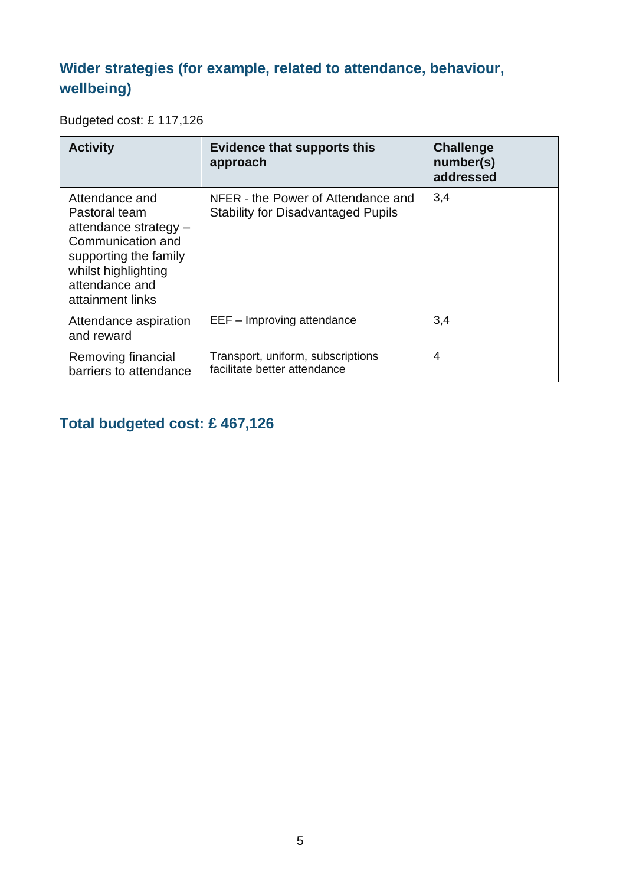## Wider strategies (for example, related to attendance, behaviour, wellbeing)

Budgeted cost: £ 117,126

| Activity | Evidence that supports this approach | Challenge number(s) addressed |
|---|---|---|
| Attendance and Pastoral team attendance strategy – Communication and supporting the family whilst highlighting attendance and attainment links | NFER - the Power of Attendance and Stability for Disadvantaged Pupils | 3,4 |
| Attendance aspiration and reward | EEF – Improving attendance | 3,4 |
| Removing financial barriers to attendance | Transport, uniform, subscriptions facilitate better attendance | 4 |

## Total budgeted cost: £ 467,126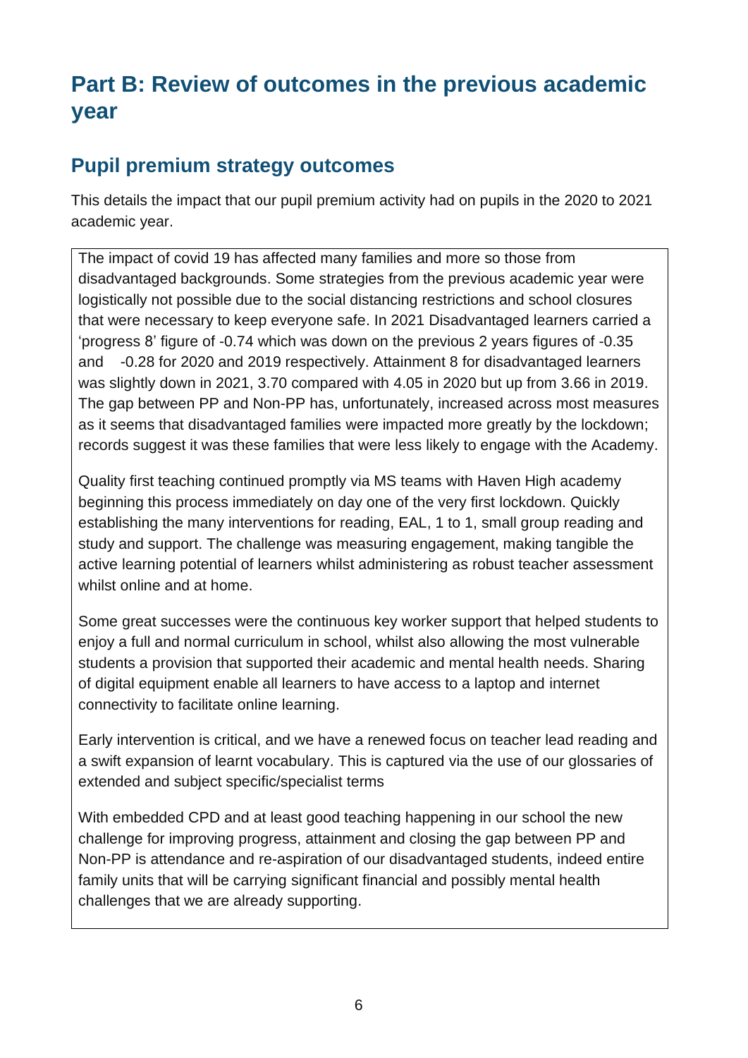# Part B: Review of outcomes in the previous academic year

## Pupil premium strategy outcomes

This details the impact that our pupil premium activity had on pupils in the 2020 to 2021 academic year.

The impact of covid 19 has affected many families and more so those from disadvantaged backgrounds. Some strategies from the previous academic year were logistically not possible due to the social distancing restrictions and school closures that were necessary to keep everyone safe. In 2021 Disadvantaged learners carried a 'progress 8' figure of -0.74 which was down on the previous 2 years figures of -0.35 and -0.28 for 2020 and 2019 respectively. Attainment 8 for disadvantaged learners was slightly down in 2021, 3.70 compared with 4.05 in 2020 but up from 3.66 in 2019. The gap between PP and Non-PP has, unfortunately, increased across most measures as it seems that disadvantaged families were impacted more greatly by the lockdown; records suggest it was these families that were less likely to engage with the Academy.

Quality first teaching continued promptly via MS teams with Haven High academy beginning this process immediately on day one of the very first lockdown. Quickly establishing the many interventions for reading, EAL, 1 to 1, small group reading and study and support. The challenge was measuring engagement, making tangible the active learning potential of learners whilst administering as robust teacher assessment whilst online and at home.

Some great successes were the continuous key worker support that helped students to enjoy a full and normal curriculum in school, whilst also allowing the most vulnerable students a provision that supported their academic and mental health needs. Sharing of digital equipment enable all learners to have access to a laptop and internet connectivity to facilitate online learning.

Early intervention is critical, and we have a renewed focus on teacher lead reading and a swift expansion of learnt vocabulary. This is captured via the use of our glossaries of extended and subject specific/specialist terms

With embedded CPD and at least good teaching happening in our school the new challenge for improving progress, attainment and closing the gap between PP and Non-PP is attendance and re-aspiration of our disadvantaged students, indeed entire family units that will be carrying significant financial and possibly mental health challenges that we are already supporting.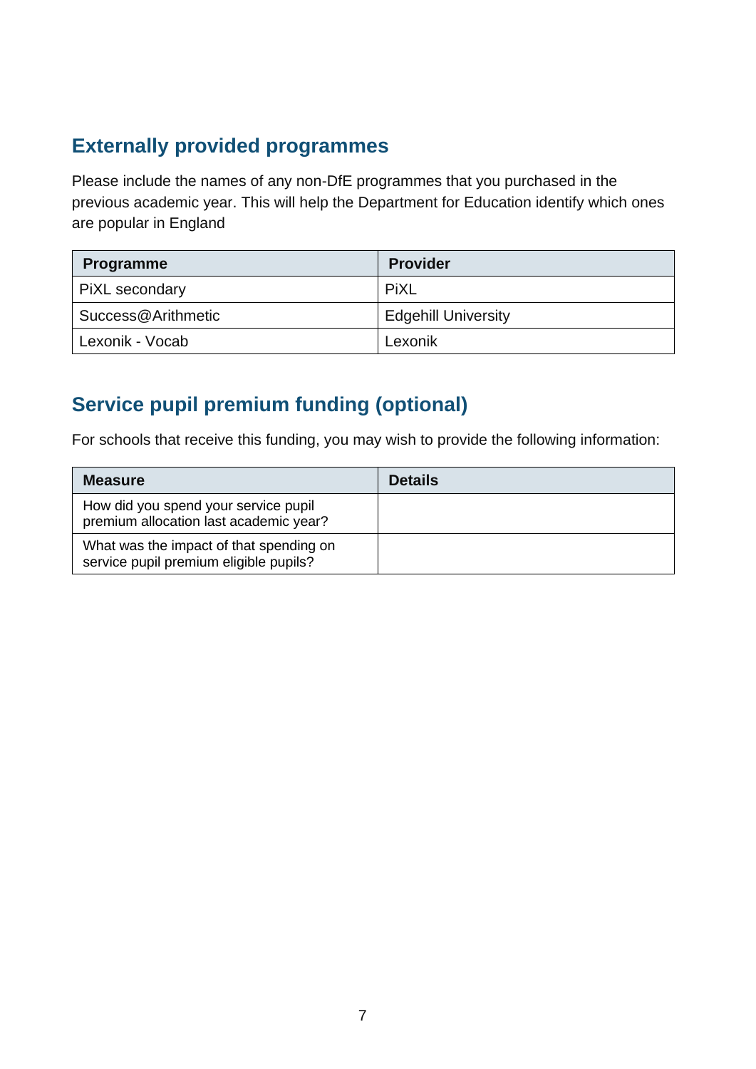## Externally provided programmes

Please include the names of any non-DfE programmes that you purchased in the previous academic year. This will help the Department for Education identify which ones are popular in England

| Programme | Provider |
|---|---|
| PiXL secondary | PiXL |
| Success@Arithmetic | Edgehill University |
| Lexonik - Vocab | Lexonik |

## Service pupil premium funding (optional)

For schools that receive this funding, you may wish to provide the following information:

| Measure | Details |
|---|---|
| How did you spend your service pupil premium allocation last academic year? | |
| What was the impact of that spending on service pupil premium eligible pupils? | |